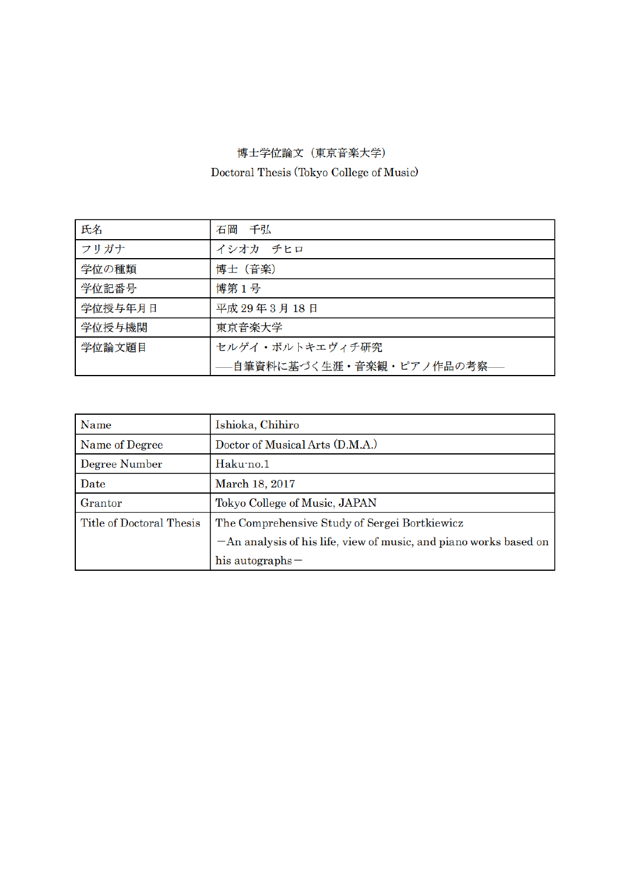博士学位論文（東京音楽大学）

Doctoral Thesis (Tokyo College of Music)

| 氏名 | 石岡　千弘 |
|---|---|
| フリガナ | イシオカ　チヒロ |
| 学位の種類 | 博士（音楽） |
| 学位記番号 | 博第 1 号 |
| 学位授与年月日 | 平成 29 年 3 月 18 日 |
| 学位授与機関 | 東京音楽大学 |
| 学位論文題目 | セルゲイ・ボルトキエヴィチ研究<br>――自筆資料に基づく生涯・音楽観・ピアノ作品の考察―― |

| Name | Ishioka, Chihiro |
|---|---|
| Name of Degree | Doctor of Musical Arts (D.M.A.) |
| Degree Number | Haku-no.1 |
| Date | March 18, 2017 |
| Grantor | Tokyo College of Music, JAPAN |
| Title of Doctoral Thesis | The Comprehensive Study of Sergei Bortkiewicz<br>－An analysis of his life, view of music, and piano works based on his autographs－ |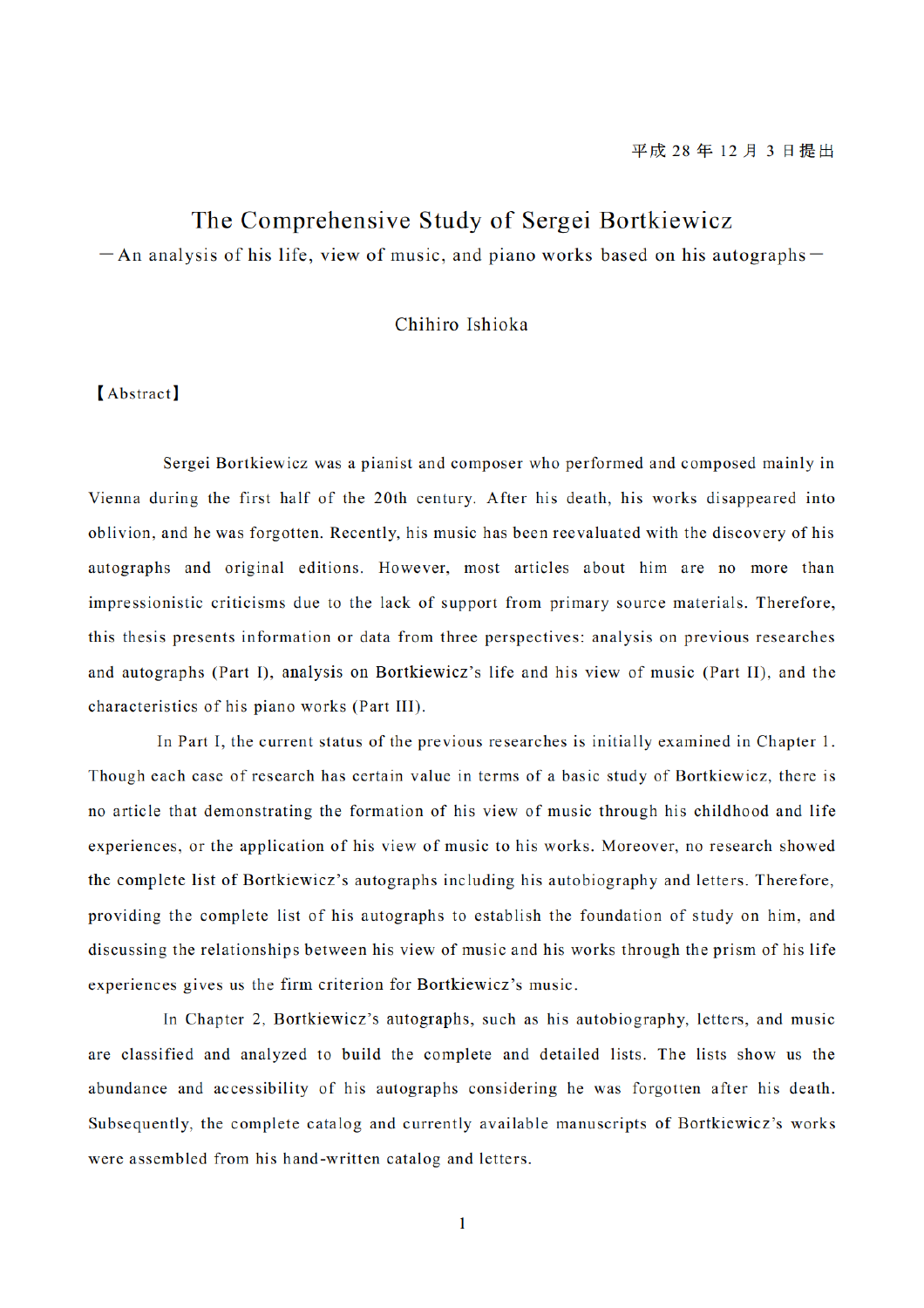平成 28 年 12 月 3 日提出

# The Comprehensive Study of Sergei Bortkiewicz

## ―An analysis of his life, view of music, and piano works based on his autographs―

Chihiro Ishioka

【Abstract】

Sergei Bortkiewicz was a pianist and composer who performed and composed mainly in Vienna during the first half of the 20th century. After his death, his works disappeared into oblivion, and he was forgotten. Recently, his music has been reevaluated with the discovery of his autographs and original editions. However, most articles about him are no more than impressionistic criticisms due to the lack of support from primary source materials. Therefore, this thesis presents information or data from three perspectives: analysis on previous researches and autographs (Part I), analysis on Bortkiewicz's life and his view of music (Part II), and the characteristics of his piano works (Part III).

In Part I, the current status of the previous researches is initially examined in Chapter 1. Though each case of research has certain value in terms of a basic study of Bortkiewicz, there is no article that demonstrating the formation of his view of music through his childhood and life experiences, or the application of his view of music to his works. Moreover, no research showed the complete list of Bortkiewicz's autographs including his autobiography and letters. Therefore, providing the complete list of his autographs to establish the foundation of study on him, and discussing the relationships between his view of music and his works through the prism of his life experiences gives us the firm criterion for Bortkiewicz's music.

In Chapter 2, Bortkiewicz's autographs, such as his autobiography, letters, and music are classified and analyzed to build the complete and detailed lists. The lists show us the abundance and accessibility of his autographs considering he was forgotten after his death. Subsequently, the complete catalog and currently available manuscripts of Bortkiewicz's works were assembled from his hand-written catalog and letters.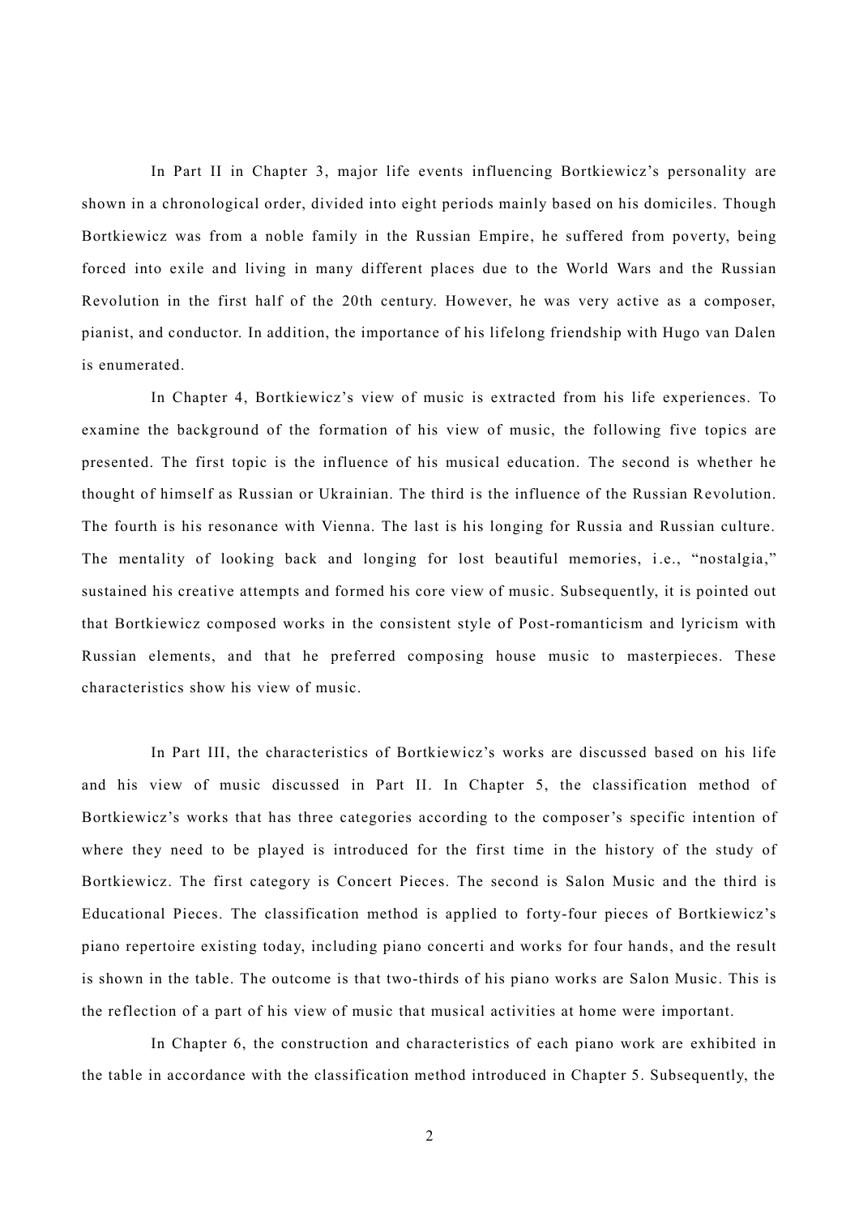In Part II in Chapter 3, major life events influencing Bortkiewicz's personality are shown in a chronological order, divided into eight periods mainly based on his domiciles. Though Bortkiewicz was from a noble family in the Russian Empire, he suffered from poverty, being forced into exile and living in many different places due to the World Wars and the Russian Revolution in the first half of the 20th century. However, he was very active as a composer, pianist, and conductor. In addition, the importance of his lifelong friendship with Hugo van Dalen is enumerated.

In Chapter 4, Bortkiewicz's view of music is extracted from his life experiences. To examine the background of the formation of his view of music, the following five topics are presented. The first topic is the influence of his musical education. The second is whether he thought of himself as Russian or Ukrainian. The third is the influence of the Russian Revolution. The fourth is his resonance with Vienna. The last is his longing for Russia and Russian culture. The mentality of looking back and longing for lost beautiful memories, i.e., "nostalgia," sustained his creative attempts and formed his core view of music. Subsequently, it is pointed out that Bortkiewicz composed works in the consistent style of Post-romanticism and lyricism with Russian elements, and that he preferred composing house music to masterpieces. These characteristics show his view of music.

In Part III, the characteristics of Bortkiewicz's works are discussed based on his life and his view of music discussed in Part II. In Chapter 5, the classification method of Bortkiewicz's works that has three categories according to the composer's specific intention of where they need to be played is introduced for the first time in the history of the study of Bortkiewicz. The first category is Concert Pieces. The second is Salon Music and the third is Educational Pieces. The classification method is applied to forty-four pieces of Bortkiewicz's piano repertoire existing today, including piano concerti and works for four hands, and the result is shown in the table. The outcome is that two-thirds of his piano works are Salon Music. This is the reflection of a part of his view of music that musical activities at home were important.

In Chapter 6, the construction and characteristics of each piano work are exhibited in the table in accordance with the classification method introduced in Chapter 5. Subsequently, the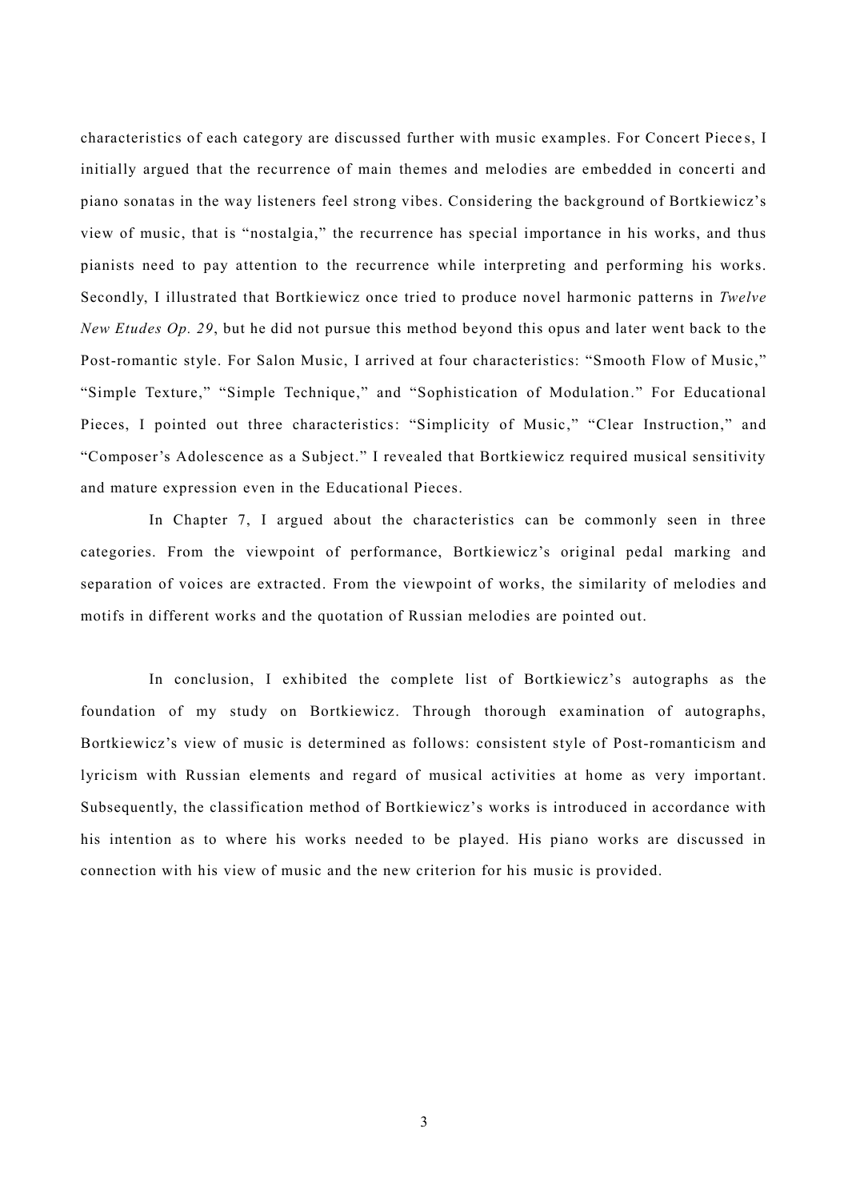characteristics of each category are discussed further with music examples. For Concert Pieces, I initially argued that the recurrence of main themes and melodies are embedded in concerti and piano sonatas in the way listeners feel strong vibes. Considering the background of Bortkiewicz's view of music, that is "nostalgia," the recurrence has special importance in his works, and thus pianists need to pay attention to the recurrence while interpreting and performing his works. Secondly, I illustrated that Bortkiewicz once tried to produce novel harmonic patterns in *Twelve New Etudes Op. 29*, but he did not pursue this method beyond this opus and later went back to the Post-romantic style. For Salon Music, I arrived at four characteristics: "Smooth Flow of Music," "Simple Texture," "Simple Technique," and "Sophistication of Modulation." For Educational Pieces, I pointed out three characteristics: "Simplicity of Music," "Clear Instruction," and "Composer's Adolescence as a Subject." I revealed that Bortkiewicz required musical sensitivity and mature expression even in the Educational Pieces.

In Chapter 7, I argued about the characteristics can be commonly seen in three categories. From the viewpoint of performance, Bortkiewicz's original pedal marking and separation of voices are extracted. From the viewpoint of works, the similarity of melodies and motifs in different works and the quotation of Russian melodies are pointed out.

In conclusion, I exhibited the complete list of Bortkiewicz's autographs as the foundation of my study on Bortkiewicz. Through thorough examination of autographs, Bortkiewicz's view of music is determined as follows: consistent style of Post-romanticism and lyricism with Russian elements and regard of musical activities at home as very important. Subsequently, the classification method of Bortkiewicz's works is introduced in accordance with his intention as to where his works needed to be played. His piano works are discussed in connection with his view of music and the new criterion for his music is provided.